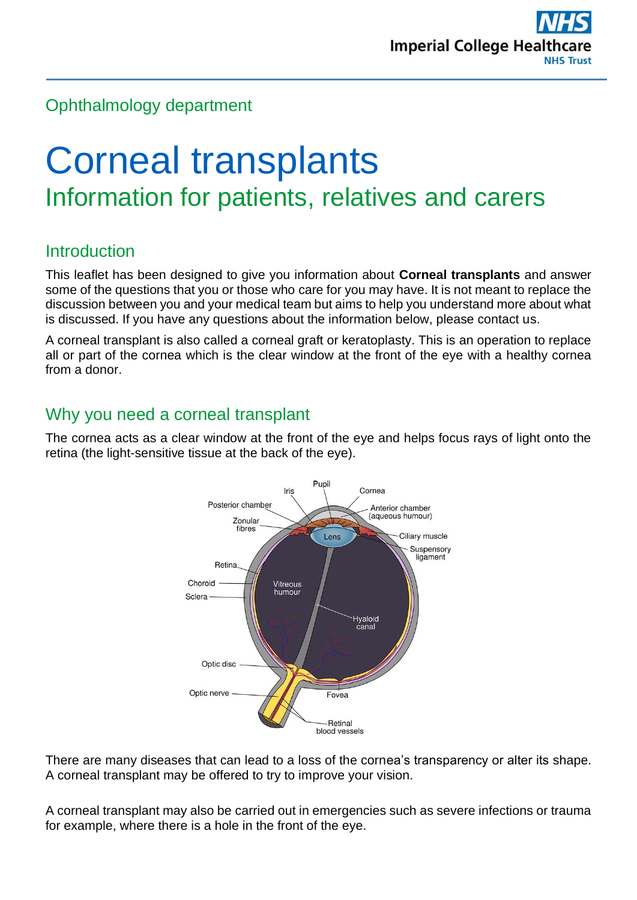NHS
Imperial College Healthcare
NHS Trust

Ophthalmology department

# Corneal transplants

## Information for patients, relatives and carers

### Introduction

This leaflet has been designed to give you information about **Corneal transplants** and answer some of the questions that you or those who care for you may have. It is not meant to replace the discussion between you and your medical team but aims to help you understand more about what is discussed. If you have any questions about the information below, please contact us.

A corneal transplant is also called a corneal graft or keratoplasty. This is an operation to replace all or part of the cornea which is the clear window at the front of the eye with a healthy cornea from a donor.

### Why you need a corneal transplant

The cornea acts as a clear window at the front of the eye and helps focus rays of light onto the retina (the light-sensitive tissue at the back of the eye).

There are many diseases that can lead to a loss of the cornea's transparency or alter its shape. A corneal transplant may be offered to try to improve your vision.

A corneal transplant may also be carried out in emergencies such as severe infections or trauma for example, where there is a hole in the front of the eye.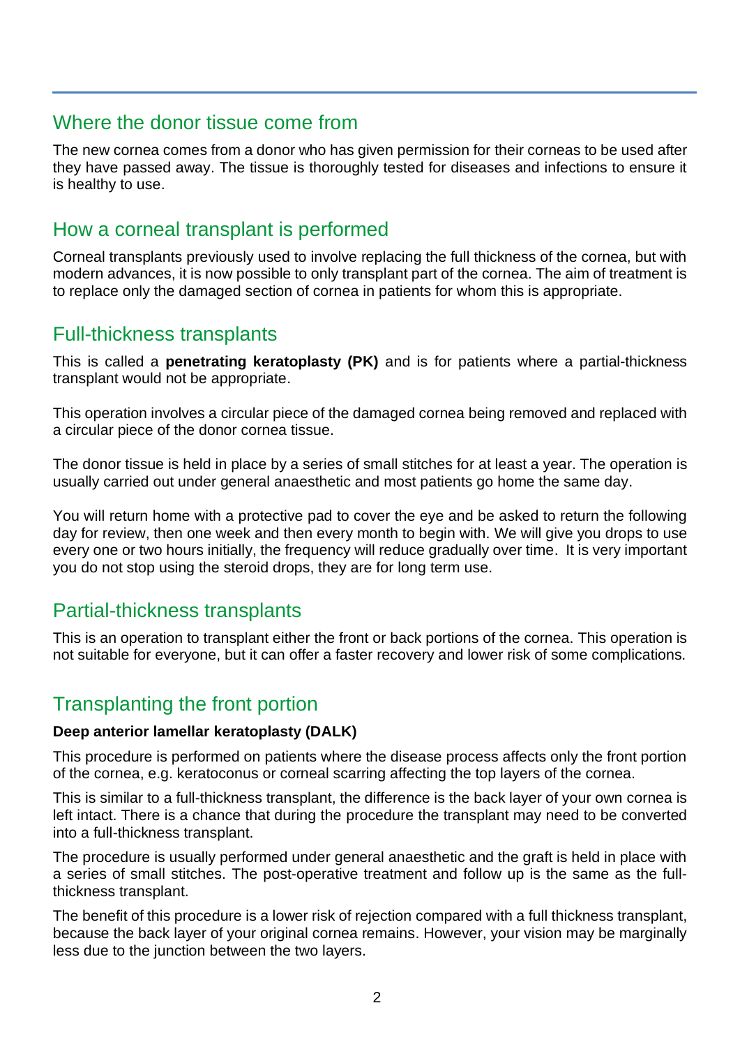## Where the donor tissue come from

The new cornea comes from a donor who has given permission for their corneas to be used after they have passed away. The tissue is thoroughly tested for diseases and infections to ensure it is healthy to use.

## How a corneal transplant is performed

Corneal transplants previously used to involve replacing the full thickness of the cornea, but with modern advances, it is now possible to only transplant part of the cornea. The aim of treatment is to replace only the damaged section of cornea in patients for whom this is appropriate.

## Full-thickness transplants

This is called a **penetrating keratoplasty (PK)** and is for patients where a partial-thickness transplant would not be appropriate.

This operation involves a circular piece of the damaged cornea being removed and replaced with a circular piece of the donor cornea tissue.

The donor tissue is held in place by a series of small stitches for at least a year. The operation is usually carried out under general anaesthetic and most patients go home the same day.

You will return home with a protective pad to cover the eye and be asked to return the following day for review, then one week and then every month to begin with. We will give you drops to use every one or two hours initially, the frequency will reduce gradually over time. It is very important you do not stop using the steroid drops, they are for long term use.

## Partial-thickness transplants

This is an operation to transplant either the front or back portions of the cornea. This operation is not suitable for everyone, but it can offer a faster recovery and lower risk of some complications.

## Transplanting the front portion

**Deep anterior lamellar keratoplasty (DALK)**

This procedure is performed on patients where the disease process affects only the front portion of the cornea, e.g. keratoconus or corneal scarring affecting the top layers of the cornea.

This is similar to a full-thickness transplant, the difference is the back layer of your own cornea is left intact. There is a chance that during the procedure the transplant may need to be converted into a full-thickness transplant.

The procedure is usually performed under general anaesthetic and the graft is held in place with a series of small stitches. The post-operative treatment and follow up is the same as the full-thickness transplant.

The benefit of this procedure is a lower risk of rejection compared with a full thickness transplant, because the back layer of your original cornea remains. However, your vision may be marginally less due to the junction between the two layers.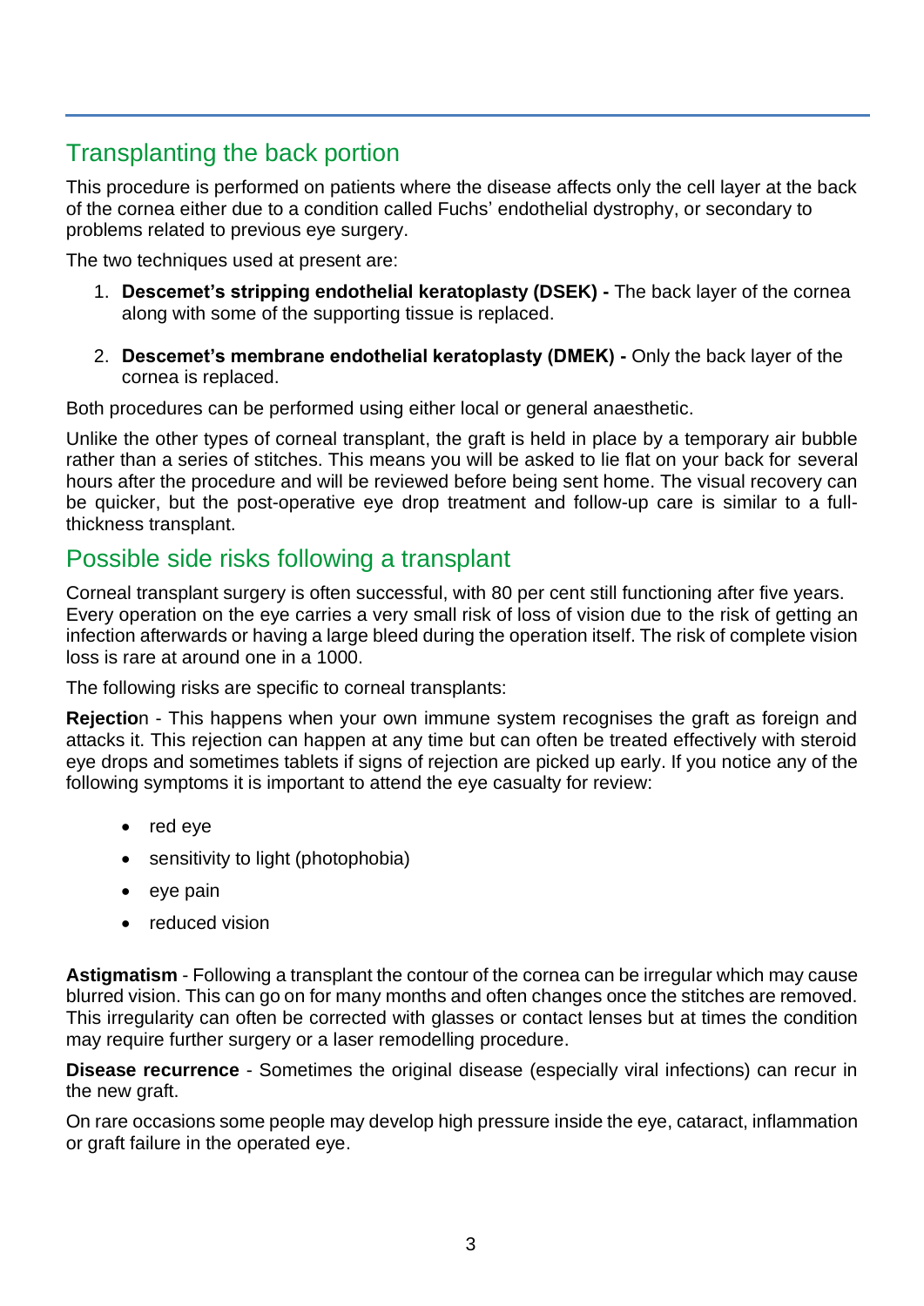## Transplanting the back portion

This procedure is performed on patients where the disease affects only the cell layer at the back of the cornea either due to a condition called Fuchs' endothelial dystrophy, or secondary to problems related to previous eye surgery.

The two techniques used at present are:

1. **Descemet's stripping endothelial keratoplasty (DSEK) -** The back layer of the cornea along with some of the supporting tissue is replaced.

2. **Descemet's membrane endothelial keratoplasty (DMEK) -** Only the back layer of the cornea is replaced.

Both procedures can be performed using either local or general anaesthetic.

Unlike the other types of corneal transplant, the graft is held in place by a temporary air bubble rather than a series of stitches. This means you will be asked to lie flat on your back for several hours after the procedure and will be reviewed before being sent home. The visual recovery can be quicker, but the post-operative eye drop treatment and follow-up care is similar to a full-thickness transplant.

## Possible side risks following a transplant

Corneal transplant surgery is often successful, with 80 per cent still functioning after five years. Every operation on the eye carries a very small risk of loss of vision due to the risk of getting an infection afterwards or having a large bleed during the operation itself. The risk of complete vision loss is rare at around one in a 1000.

The following risks are specific to corneal transplants:

**Rejectio**n - This happens when your own immune system recognises the graft as foreign and attacks it. This rejection can happen at any time but can often be treated effectively with steroid eye drops and sometimes tablets if signs of rejection are picked up early. If you notice any of the following symptoms it is important to attend the eye casualty for review:

- red eye
- sensitivity to light (photophobia)
- eye pain
- reduced vision

**Astigmatism** - Following a transplant the contour of the cornea can be irregular which may cause blurred vision. This can go on for many months and often changes once the stitches are removed. This irregularity can often be corrected with glasses or contact lenses but at times the condition may require further surgery or a laser remodelling procedure.

**Disease recurrence** - Sometimes the original disease (especially viral infections) can recur in the new graft.

On rare occasions some people may develop high pressure inside the eye, cataract, inflammation or graft failure in the operated eye.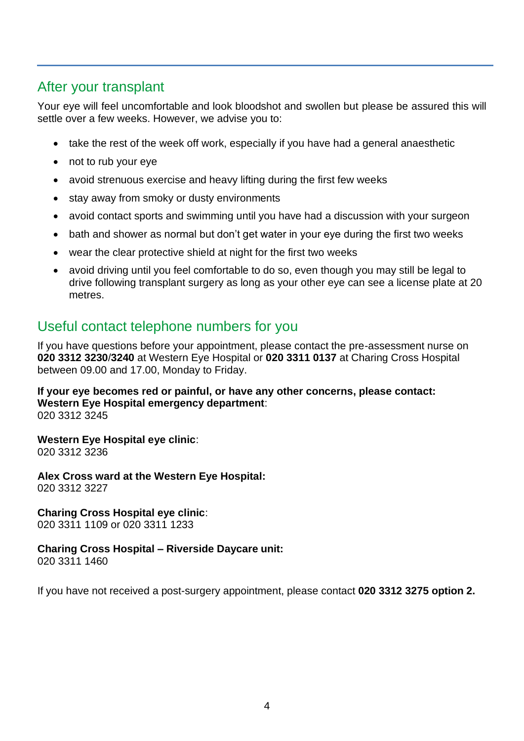## After your transplant

Your eye will feel uncomfortable and look bloodshot and swollen but please be assured this will settle over a few weeks. However, we advise you to:

- take the rest of the week off work, especially if you have had a general anaesthetic
- not to rub your eye
- avoid strenuous exercise and heavy lifting during the first few weeks
- stay away from smoky or dusty environments
- avoid contact sports and swimming until you have had a discussion with your surgeon
- bath and shower as normal but don't get water in your eye during the first two weeks
- wear the clear protective shield at night for the first two weeks
- avoid driving until you feel comfortable to do so, even though you may still be legal to drive following transplant surgery as long as your other eye can see a license plate at 20 metres.

## Useful contact telephone numbers for you

If you have questions before your appointment, please contact the pre-assessment nurse on **020 3312 3230**/**3240** at Western Eye Hospital or **020 3311 0137** at Charing Cross Hospital between 09.00 and 17.00, Monday to Friday.

**If your eye becomes red or painful, or have any other concerns, please contact:**
**Western Eye Hospital emergency department**:
020 3312 3245

**Western Eye Hospital eye clinic**:
020 3312 3236

**Alex Cross ward at the Western Eye Hospital:**
020 3312 3227

**Charing Cross Hospital eye clinic**:
020 3311 1109 or 020 3311 1233

**Charing Cross Hospital – Riverside Daycare unit:**
020 3311 1460

If you have not received a post-surgery appointment, please contact **020 3312 3275 option 2.**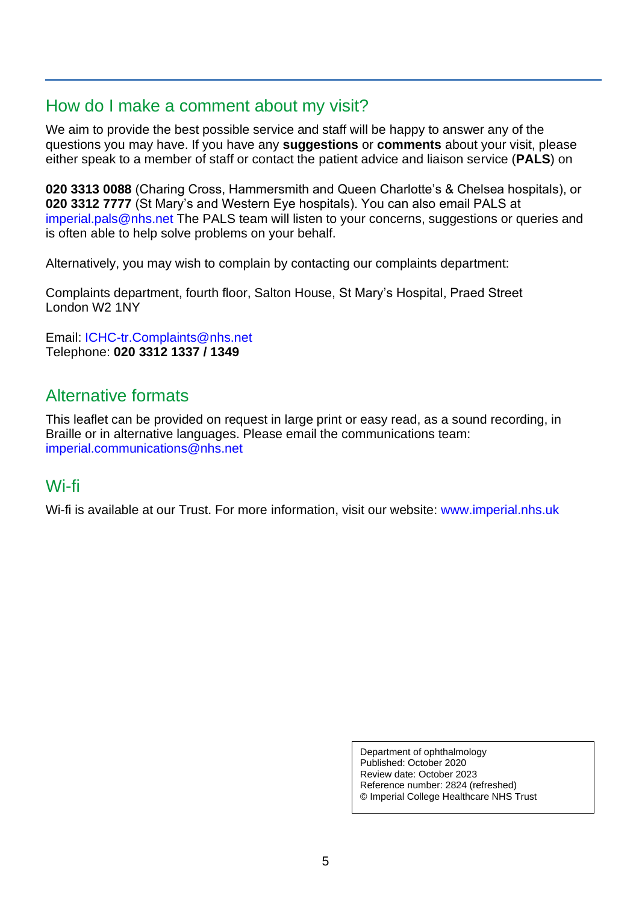## How do I make a comment about my visit?

We aim to provide the best possible service and staff will be happy to answer any of the questions you may have. If you have any **suggestions** or **comments** about your visit, please either speak to a member of staff or contact the patient advice and liaison service (**PALS**) on

**020 3313 0088** (Charing Cross, Hammersmith and Queen Charlotte's & Chelsea hospitals), or **020 3312 7777** (St Mary's and Western Eye hospitals). You can also email PALS at imperial.pals@nhs.net The PALS team will listen to your concerns, suggestions or queries and is often able to help solve problems on your behalf.

Alternatively, you may wish to complain by contacting our complaints department:

Complaints department, fourth floor, Salton House, St Mary's Hospital, Praed Street
London W2 1NY

Email: ICHC-tr.Complaints@nhs.net
Telephone: **020 3312 1337 / 1349**

## Alternative formats

This leaflet can be provided on request in large print or easy read, as a sound recording, in Braille or in alternative languages. Please email the communications team: imperial.communications@nhs.net

## Wi-fi

Wi-fi is available at our Trust. For more information, visit our website: www.imperial.nhs.uk

Department of ophthalmology
Published: October 2020
Review date: October 2023
Reference number: 2824 (refreshed)
© Imperial College Healthcare NHS Trust